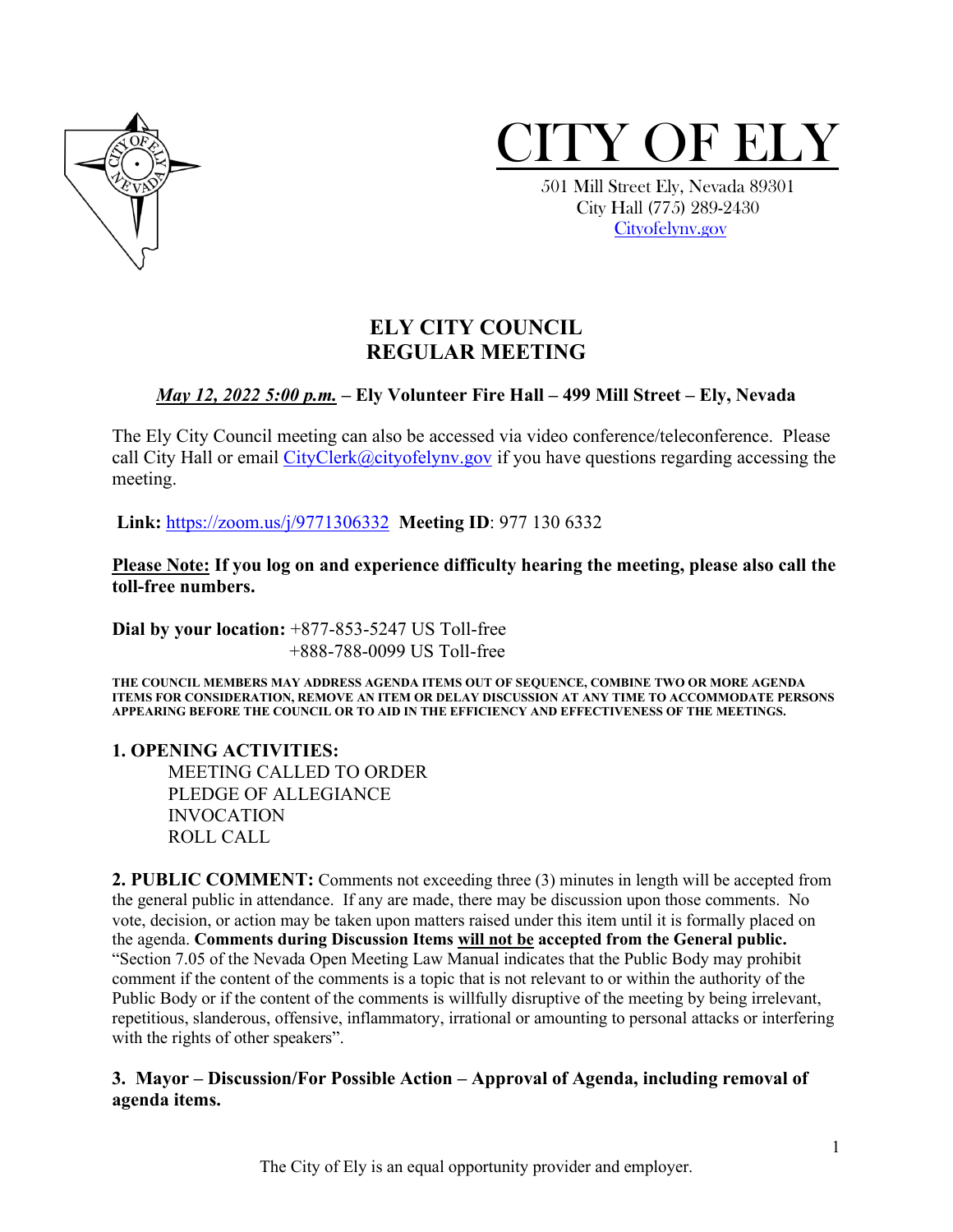# CITY OF ELY

501 Mill Street Ely, Nevada 89301
City Hall (775) 289-2430
Cityofelynv.gov

## ELY CITY COUNCIL
## REGULAR MEETING

***May 12, 2022 5:00 p.m.* – Ely Volunteer Fire Hall – 499 Mill Street – Ely, Nevada**

The Ely City Council meeting can also be accessed via video conference/teleconference. Please call City Hall or email CityClerk@cityofelynv.gov if you have questions regarding accessing the meeting.

**Link:** https://zoom.us/j/9771306332 **Meeting ID**: 977 130 6332

**Please Note: If you log on and experience difficulty hearing the meeting, please also call the toll-free numbers.**

**Dial by your location:** +877-853-5247 US Toll-free
+888-788-0099 US Toll-free

**THE COUNCIL MEMBERS MAY ADDRESS AGENDA ITEMS OUT OF SEQUENCE, COMBINE TWO OR MORE AGENDA ITEMS FOR CONSIDERATION, REMOVE AN ITEM OR DELAY DISCUSSION AT ANY TIME TO ACCOMMODATE PERSONS APPEARING BEFORE THE COUNCIL OR TO AID IN THE EFFICIENCY AND EFFECTIVENESS OF THE MEETINGS.**

**1. OPENING ACTIVITIES:**

MEETING CALLED TO ORDER
PLEDGE OF ALLEGIANCE
INVOCATION
ROLL CALL

**2. PUBLIC COMMENT:** Comments not exceeding three (3) minutes in length will be accepted from the general public in attendance. If any are made, there may be discussion upon those comments. No vote, decision, or action may be taken upon matters raised under this item until it is formally placed on the agenda. **Comments during Discussion Items will not be accepted from the General public.** "Section 7.05 of the Nevada Open Meeting Law Manual indicates that the Public Body may prohibit comment if the content of the comments is a topic that is not relevant to or within the authority of the Public Body or if the content of the comments is willfully disruptive of the meeting by being irrelevant, repetitious, slanderous, offensive, inflammatory, irrational or amounting to personal attacks or interfering with the rights of other speakers".

**3. Mayor – Discussion/For Possible Action – Approval of Agenda, including removal of agenda items.**

The City of Ely is an equal opportunity provider and employer.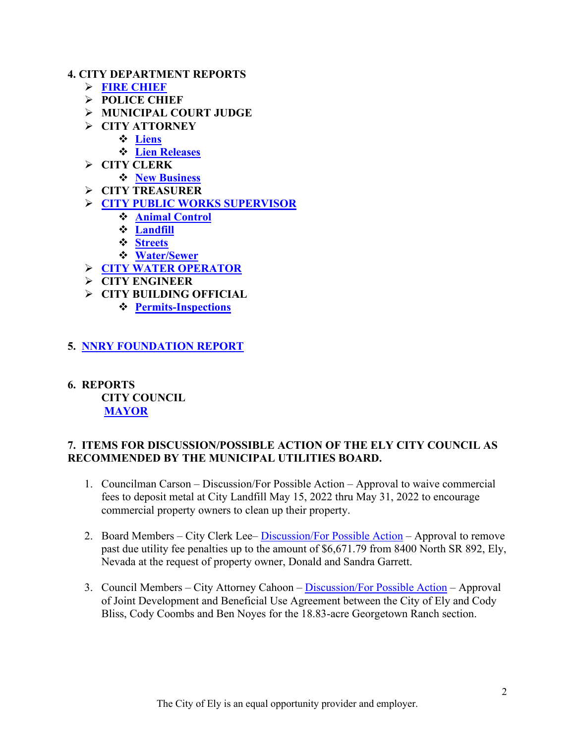**4. CITY DEPARTMENT REPORTS**

- **FIRE CHIEF**
- **POLICE CHIEF**
- **MUNICIPAL COURT JUDGE**
- **CITY ATTORNEY**
  - **Liens**
  - **Lien Releases**
- **CITY CLERK**
  - **New Business**
- **CITY TREASURER**
- **CITY PUBLIC WORKS SUPERVISOR**
  - **Animal Control**
  - **Landfill**
  - **Streets**
  - **Water/Sewer**
- **CITY WATER OPERATOR**
- **CITY ENGINEER**
- **CITY BUILDING OFFICIAL**
  - **Permits-Inspections**

**5. NNRY FOUNDATION REPORT**

**6. REPORTS**

**CITY COUNCIL**

**MAYOR**

**7. ITEMS FOR DISCUSSION/POSSIBLE ACTION OF THE ELY CITY COUNCIL AS RECOMMENDED BY THE MUNICIPAL UTILITIES BOARD.**

1. Councilman Carson – Discussion/For Possible Action – Approval to waive commercial fees to deposit metal at City Landfill May 15, 2022 thru May 31, 2022 to encourage commercial property owners to clean up their property.

2. Board Members – City Clerk Lee– Discussion/For Possible Action – Approval to remove past due utility fee penalties up to the amount of $6,671.79 from 8400 North SR 892, Ely, Nevada at the request of property owner, Donald and Sandra Garrett.

3. Council Members – City Attorney Cahoon – Discussion/For Possible Action – Approval of Joint Development and Beneficial Use Agreement between the City of Ely and Cody Bliss, Cody Coombs and Ben Noyes for the 18.83-acre Georgetown Ranch section.

The City of Ely is an equal opportunity provider and employer.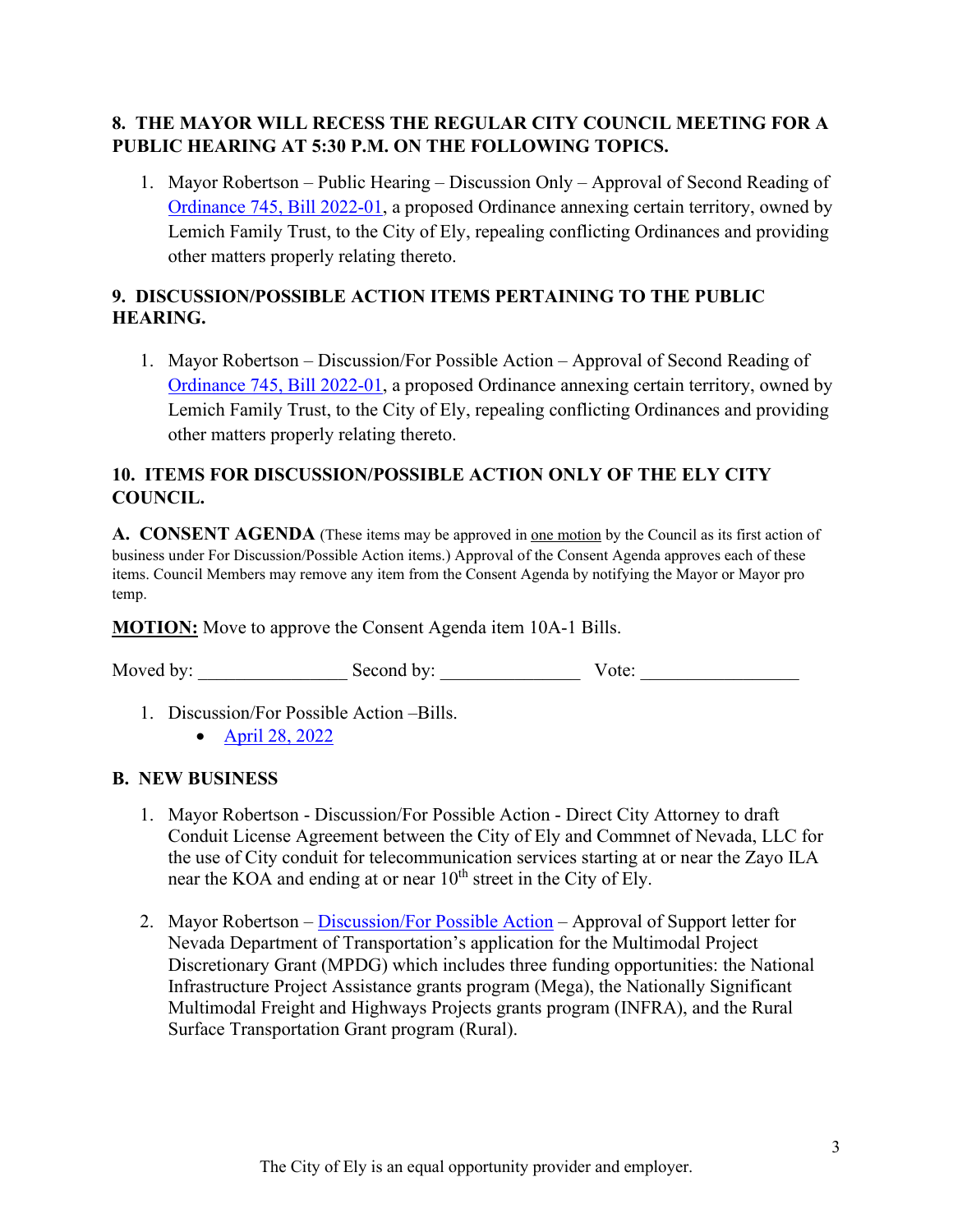## 8. THE MAYOR WILL RECESS THE REGULAR CITY COUNCIL MEETING FOR A PUBLIC HEARING AT 5:30 P.M. ON THE FOLLOWING TOPICS.

1. Mayor Robertson – Public Hearing – Discussion Only – Approval of Second Reading of Ordinance 745, Bill 2022-01, a proposed Ordinance annexing certain territory, owned by Lemich Family Trust, to the City of Ely, repealing conflicting Ordinances and providing other matters properly relating thereto.

## 9. DISCUSSION/POSSIBLE ACTION ITEMS PERTAINING TO THE PUBLIC HEARING.

1. Mayor Robertson – Discussion/For Possible Action – Approval of Second Reading of Ordinance 745, Bill 2022-01, a proposed Ordinance annexing certain territory, owned by Lemich Family Trust, to the City of Ely, repealing conflicting Ordinances and providing other matters properly relating thereto.

## 10. ITEMS FOR DISCUSSION/POSSIBLE ACTION ONLY OF THE ELY CITY COUNCIL.

**A. CONSENT AGENDA** (These items may be approved in one motion by the Council as its first action of business under For Discussion/Possible Action items.) Approval of the Consent Agenda approves each of these items. Council Members may remove any item from the Consent Agenda by notifying the Mayor or Mayor pro temp.

**MOTION:** Move to approve the Consent Agenda item 10A-1 Bills.

Moved by: ________________ Second by: _______________ Vote: _________________

1. Discussion/For Possible Action –Bills.
   - April 28, 2022

**B. NEW BUSINESS**

1. Mayor Robertson - Discussion/For Possible Action - Direct City Attorney to draft Conduit License Agreement between the City of Ely and Commnet of Nevada, LLC for the use of City conduit for telecommunication services starting at or near the Zayo ILA near the KOA and ending at or near 10th street in the City of Ely.

2. Mayor Robertson – Discussion/For Possible Action – Approval of Support letter for Nevada Department of Transportation's application for the Multimodal Project Discretionary Grant (MPDG) which includes three funding opportunities: the National Infrastructure Project Assistance grants program (Mega), the Nationally Significant Multimodal Freight and Highways Projects grants program (INFRA), and the Rural Surface Transportation Grant program (Rural).

The City of Ely is an equal opportunity provider and employer.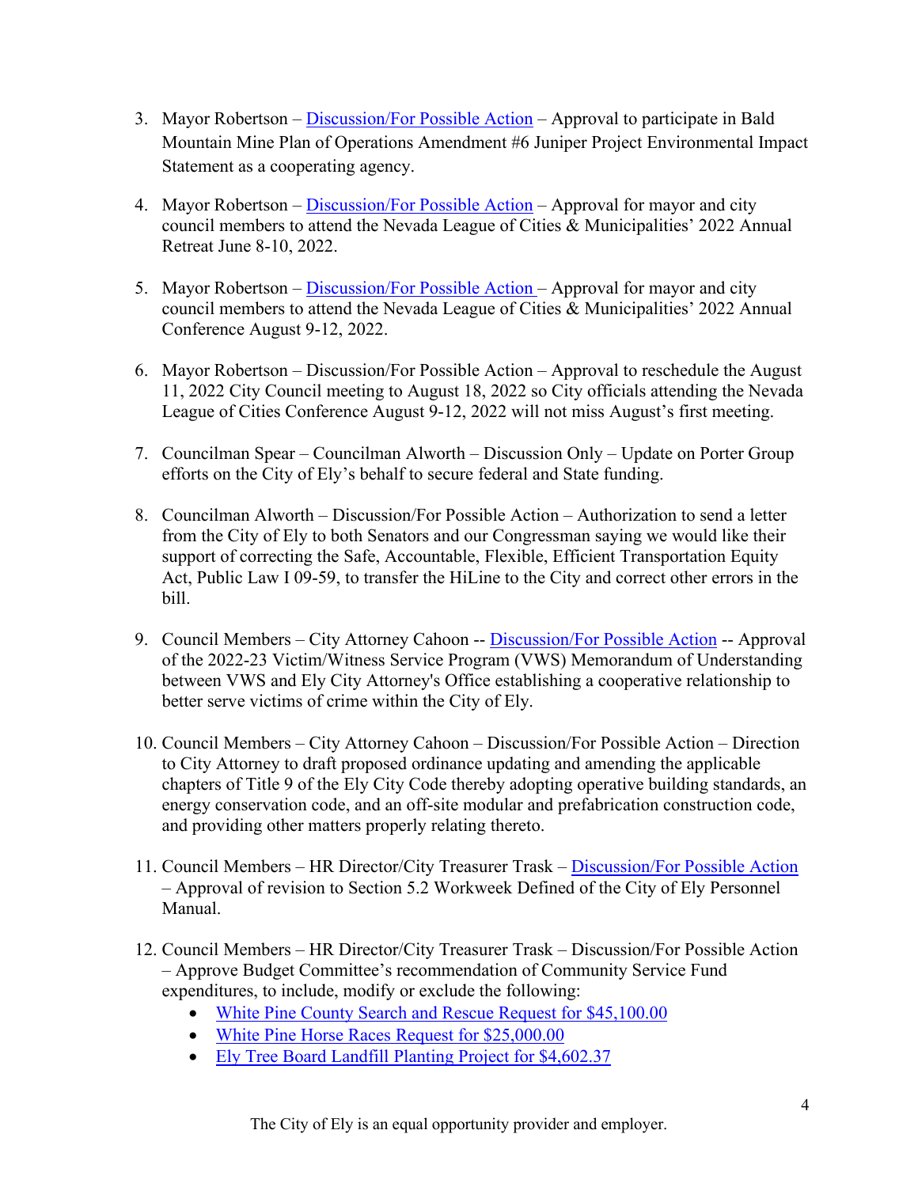3. Mayor Robertson – Discussion/For Possible Action – Approval to participate in Bald Mountain Mine Plan of Operations Amendment #6 Juniper Project Environmental Impact Statement as a cooperating agency.

4. Mayor Robertson – Discussion/For Possible Action – Approval for mayor and city council members to attend the Nevada League of Cities & Municipalities' 2022 Annual Retreat June 8-10, 2022.

5. Mayor Robertson – Discussion/For Possible Action – Approval for mayor and city council members to attend the Nevada League of Cities & Municipalities' 2022 Annual Conference August 9-12, 2022.

6. Mayor Robertson – Discussion/For Possible Action – Approval to reschedule the August 11, 2022 City Council meeting to August 18, 2022 so City officials attending the Nevada League of Cities Conference August 9-12, 2022 will not miss August's first meeting.

7. Councilman Spear – Councilman Alworth – Discussion Only – Update on Porter Group efforts on the City of Ely's behalf to secure federal and State funding.

8. Councilman Alworth – Discussion/For Possible Action – Authorization to send a letter from the City of Ely to both Senators and our Congressman saying we would like their support of correcting the Safe, Accountable, Flexible, Efficient Transportation Equity Act, Public Law I 09-59, to transfer the HiLine to the City and correct other errors in the bill.

9. Council Members – City Attorney Cahoon -- Discussion/For Possible Action -- Approval of the 2022-23 Victim/Witness Service Program (VWS) Memorandum of Understanding between VWS and Ely City Attorney's Office establishing a cooperative relationship to better serve victims of crime within the City of Ely.

10. Council Members – City Attorney Cahoon – Discussion/For Possible Action – Direction to City Attorney to draft proposed ordinance updating and amending the applicable chapters of Title 9 of the Ely City Code thereby adopting operative building standards, an energy conservation code, and an off-site modular and prefabrication construction code, and providing other matters properly relating thereto.

11. Council Members – HR Director/City Treasurer Trask – Discussion/For Possible Action – Approval of revision to Section 5.2 Workweek Defined of the City of Ely Personnel Manual.

12. Council Members – HR Director/City Treasurer Trask – Discussion/For Possible Action – Approve Budget Committee's recommendation of Community Service Fund expenditures, to include, modify or exclude the following:
    - White Pine County Search and Rescue Request for $45,100.00
    - White Pine Horse Races Request for $25,000.00
    - Ely Tree Board Landfill Planting Project for $4,602.37

The City of Ely is an equal opportunity provider and employer.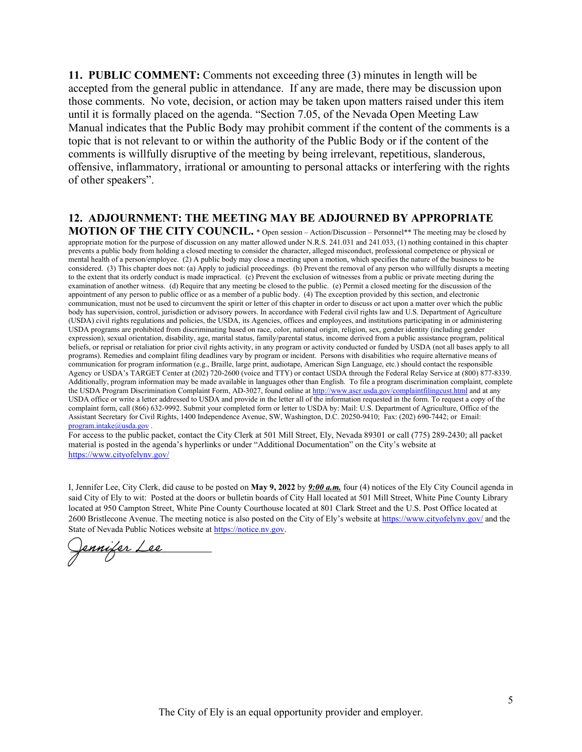**11. PUBLIC COMMENT:** Comments not exceeding three (3) minutes in length will be accepted from the general public in attendance. If any are made, there may be discussion upon those comments. No vote, decision, or action may be taken upon matters raised under this item until it is formally placed on the agenda. "Section 7.05, of the Nevada Open Meeting Law Manual indicates that the Public Body may prohibit comment if the content of the comments is a topic that is not relevant to or within the authority of the Public Body or if the content of the comments is willfully disruptive of the meeting by being irrelevant, repetitious, slanderous, offensive, inflammatory, irrational or amounting to personal attacks or interfering with the rights of other speakers".

**12. ADJOURNMENT: THE MEETING MAY BE ADJOURNED BY APPROPRIATE MOTION OF THE CITY COUNCIL.** * Open session – Action/Discussion – Personnel** The meeting may be closed by appropriate motion for the purpose of discussion on any matter allowed under N.R.S. 241.031 and 241.033, (1) nothing contained in this chapter prevents a public body from holding a closed meeting to consider the character, alleged misconduct, professional competence or physical or mental health of a person/employee. (2) A public body may close a meeting upon a motion, which specifies the nature of the business to be considered. (3) This chapter does not: (a) Apply to judicial proceedings. (b) Prevent the removal of any person who willfully disrupts a meeting to the extent that its orderly conduct is made impractical. (c) Prevent the exclusion of witnesses from a public or private meeting during the examination of another witness. (d) Require that any meeting be closed to the public. (e) Permit a closed meeting for the discussion of the appointment of any person to public office or as a member of a public body. (4) The exception provided by this section, and electronic communication, must not be used to circumvent the spirit or letter of this chapter in order to discuss or act upon a matter over which the public body has supervision, control, jurisdiction or advisory powers. In accordance with Federal civil rights law and U.S. Department of Agriculture (USDA) civil rights regulations and policies, the USDA, its Agencies, offices and employees, and institutions participating in or administering USDA programs are prohibited from discriminating based on race, color, national origin, religion, sex, gender identity (including gender expression), sexual orientation, disability, age, marital status, family/parental status, income derived from a public assistance program, political beliefs, or reprisal or retaliation for prior civil rights activity, in any program or activity conducted or funded by USDA (not all bases apply to all programs). Remedies and complaint filing deadlines vary by program or incident. Persons with disabilities who require alternative means of communication for program information (e.g., Braille, large print, audiotape, American Sign Language, etc.) should contact the responsible Agency or USDA's TARGET Center at (202) 720-2600 (voice and TTY) or contact USDA through the Federal Relay Service at (800) 877-8339. Additionally, program information may be made available in languages other than English. To file a program discrimination complaint, complete the USDA Program Discrimination Complaint Form, AD-3027, found online at http://www.ascr.usda.gov/complaintfilingcust.html and at any USDA office or write a letter addressed to USDA and provide in the letter all of the information requested in the form. To request a copy of the complaint form, call (866) 632-9992. Submit your completed form or letter to USDA by: Mail: U.S. Department of Agriculture, Office of the Assistant Secretary for Civil Rights, 1400 Independence Avenue, SW, Washington, D.C. 20250-9410; Fax: (202) 690-7442; or Email: program.intake@usda.gov .

For access to the public packet, contact the City Clerk at 501 Mill Street, Ely, Nevada 89301 or call (775) 289-2430; all packet material is posted in the agenda's hyperlinks or under "Additional Documentation" on the City's website at https://www.cityofelynv.gov/

I, Jennifer Lee, City Clerk, did cause to be posted on **May 9, 2022** by ***9:00 a.m.*** four (4) notices of the Ely City Council agenda in said City of Ely to wit: Posted at the doors or bulletin boards of City Hall located at 501 Mill Street, White Pine County Library located at 950 Campton Street, White Pine County Courthouse located at 801 Clark Street and the U.S. Post Office located at 2600 Bristlecone Avenue. The meeting notice is also posted on the City of Ely's website at https://www.cityofelynv.gov/ and the State of Nevada Public Notices website at https://notice.nv.gov.

Jennifer Lee

The City of Ely is an equal opportunity provider and employer.